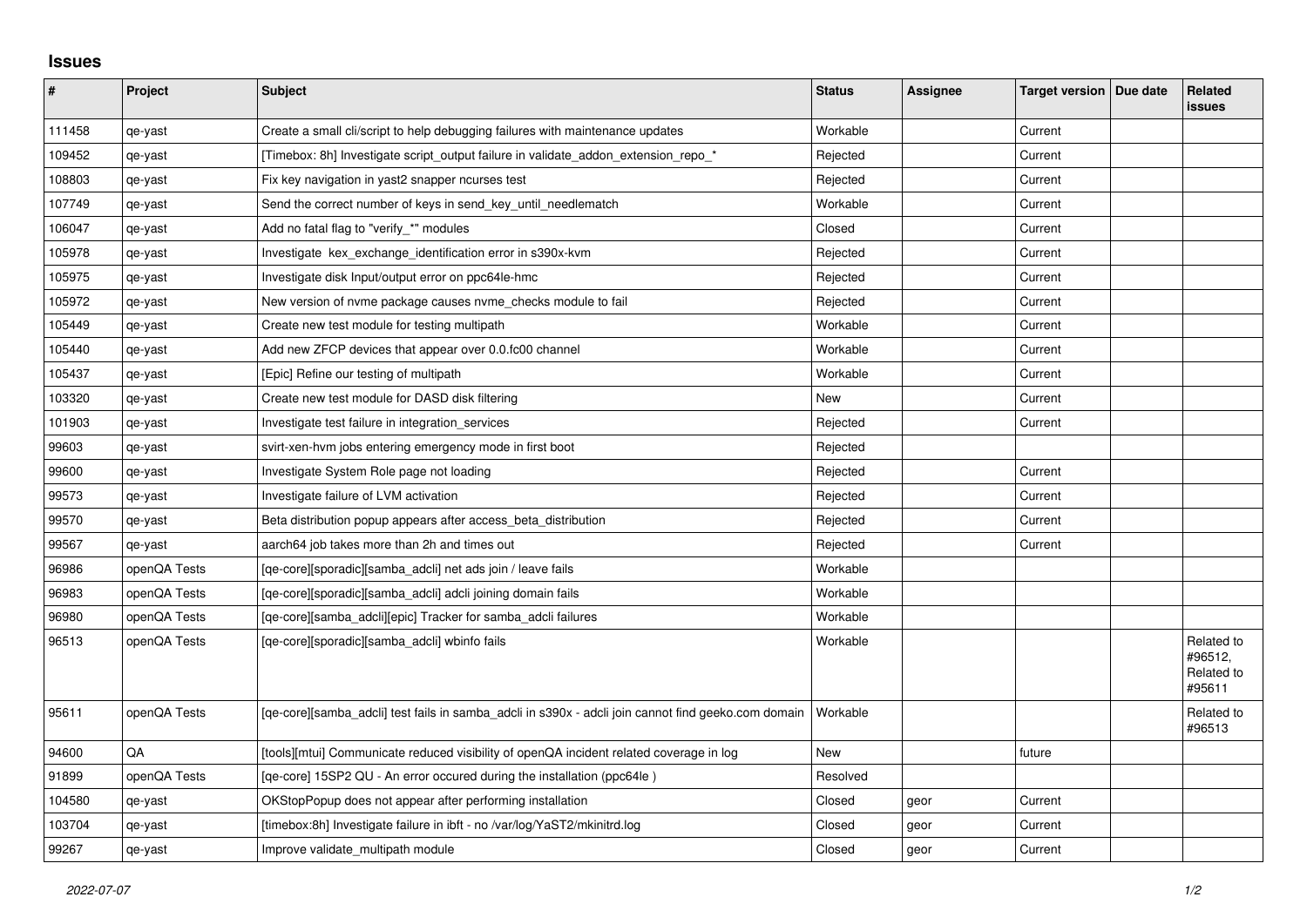## Issues

| # | Project | Subject | Status | Assignee | Target version | Due date | Related issues |
|---|---|---|---|---|---|---|---|
| 111458 | qe-yast | Create a small cli/script to help debugging failures with maintenance updates | Workable | | Current | | |
| 109452 | qe-yast | [Timebox: 8h] Investigate script_output failure in validate_addon_extension_repo_* | Rejected | | Current | | |
| 108803 | qe-yast | Fix key navigation in yast2 snapper ncurses test | Rejected | | Current | | |
| 107749 | qe-yast | Send the correct number of keys in send_key_until_needlematch | Workable | | Current | | |
| 106047 | qe-yast | Add no fatal flag to "verify_*" modules | Closed | | Current | | |
| 105978 | qe-yast | Investigate kex_exchange_identification error in s390x-kvm | Rejected | | Current | | |
| 105975 | qe-yast | Investigate disk Input/output error on ppc64le-hmc | Rejected | | Current | | |
| 105972 | qe-yast | New version of nvme package causes nvme_checks module to fail | Rejected | | Current | | |
| 105449 | qe-yast | Create new test module for testing multipath | Workable | | Current | | |
| 105440 | qe-yast | Add new ZFCP devices that appear over 0.0.fc00 channel | Workable | | Current | | |
| 105437 | qe-yast | [Epic] Refine our testing of multipath | Workable | | Current | | |
| 103320 | qe-yast | Create new test module for DASD disk filtering | New | | Current | | |
| 101903 | qe-yast | Investigate test failure in integration_services | Rejected | | Current | | |
| 99603 | qe-yast | svirt-xen-hvm jobs entering emergency mode in first boot | Rejected | | | | |
| 99600 | qe-yast | Investigate System Role page not loading | Rejected | | Current | | |
| 99573 | qe-yast | Investigate failure of LVM activation | Rejected | | Current | | |
| 99570 | qe-yast | Beta distribution popup appears after access_beta_distribution | Rejected | | Current | | |
| 99567 | qe-yast | aarch64 job takes more than 2h and times out | Rejected | | Current | | |
| 96986 | openQA Tests | [qe-core][sporadic][samba_adcli] net ads join / leave fails | Workable | | | | |
| 96983 | openQA Tests | [qe-core][sporadic][samba_adcli] adcli joining domain fails | Workable | | | | |
| 96980 | openQA Tests | [qe-core][samba_adcli][epic] Tracker for samba_adcli failures | Workable | | | | |
| 96513 | openQA Tests | [qe-core][sporadic][samba_adcli] wbinfo fails | Workable | | | | Related to #96512, Related to #95611 |
| 95611 | openQA Tests | [qe-core][samba_adcli] test fails in samba_adcli in s390x - adcli join cannot find geeko.com domain | Workable | | | | Related to #96513 |
| 94600 | QA | [tools][mtui] Communicate reduced visibility of openQA incident related coverage in log | New | | future | | |
| 91899 | openQA Tests | [qe-core] 15SP2 QU - An error occured during the installation (ppc64le ) | Resolved | | | | |
| 104580 | qe-yast | OKStopPopup does not appear after performing installation | Closed | geor | Current | | |
| 103704 | qe-yast | [timebox:8h] Investigate failure in ibft - no /var/log/YaST2/mkinitrd.log | Closed | geor | Current | | |
| 99267 | qe-yast | Improve validate_multipath module | Closed | geor | Current | | |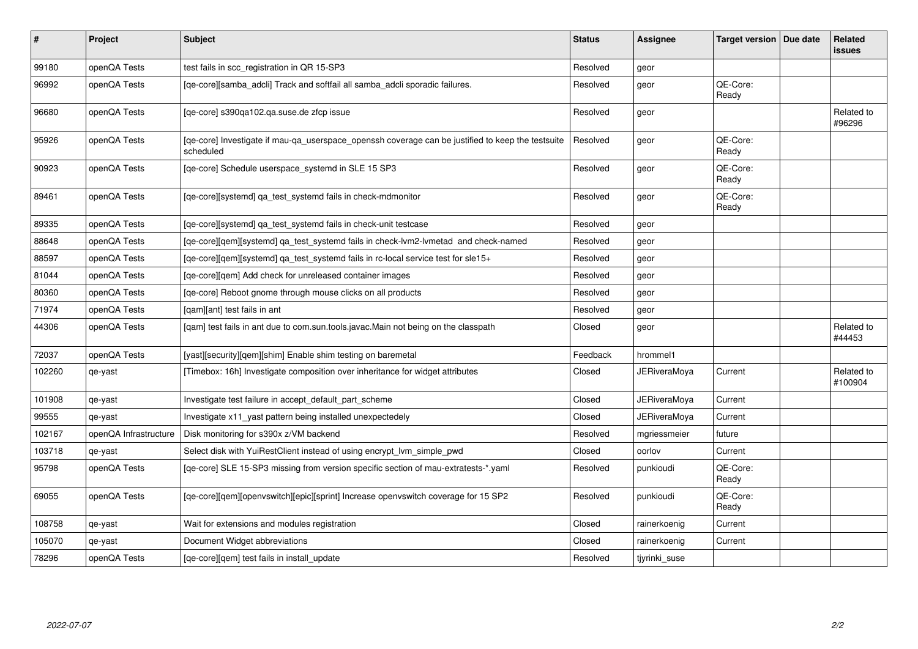| # | Project | Subject | Status | Assignee | Target version | Due date | Related issues |
|---|---|---|---|---|---|---|---|
| 99180 | openQA Tests | test fails in scc_registration in QR 15-SP3 | Resolved | geor | | | |
| 96992 | openQA Tests | [qe-core][samba_adcli] Track and softfail all samba_adcli sporadic failures. | Resolved | geor | QE-Core: Ready | | |
| 96680 | openQA Tests | [qe-core] s390qa102.qa.suse.de zfcp issue | Resolved | geor | | | Related to #96296 |
| 95926 | openQA Tests | [qe-core] Investigate if mau-qa_userspace_openssh coverage can be justified to keep the testsuite scheduled | Resolved | geor | QE-Core: Ready | | |
| 90923 | openQA Tests | [qe-core] Schedule userspace_systemd in SLE 15 SP3 | Resolved | geor | QE-Core: Ready | | |
| 89461 | openQA Tests | [qe-core][systemd] qa_test_systemd fails in check-mdmonitor | Resolved | geor | QE-Core: Ready | | |
| 89335 | openQA Tests | [qe-core][systemd] qa_test_systemd fails in check-unit testcase | Resolved | geor | | | |
| 88648 | openQA Tests | [qe-core][qem][systemd] qa_test_systemd fails in check-lvm2-lvmetad and check-named | Resolved | geor | | | |
| 88597 | openQA Tests | [qe-core][qem][systemd] qa_test_systemd fails in rc-local service test for sle15+ | Resolved | geor | | | |
| 81044 | openQA Tests | [qe-core][qem] Add check for unreleased container images | Resolved | geor | | | |
| 80360 | openQA Tests | [qe-core] Reboot gnome through mouse clicks on all products | Resolved | geor | | | |
| 71974 | openQA Tests | [qam][ant] test fails in ant | Resolved | geor | | | |
| 44306 | openQA Tests | [qam] test fails in ant due to com.sun.tools.javac.Main not being on the classpath | Closed | geor | | | Related to #44453 |
| 72037 | openQA Tests | [yast][security][qem][shim] Enable shim testing on baremetal | Feedback | hrommel1 | | | |
| 102260 | qe-yast | [Timebox: 16h] Investigate composition over inheritance for widget attributes | Closed | JERiveraMoya | Current | | Related to #100904 |
| 101908 | qe-yast | Investigate test failure in accept_default_part_scheme | Closed | JERiveraMoya | Current | | |
| 99555 | qe-yast | Investigate x11_yast pattern being installed unexpectedely | Closed | JERiveraMoya | Current | | |
| 102167 | openQA Infrastructure | Disk monitoring for s390x z/VM backend | Resolved | mgriessmeier | future | | |
| 103718 | qe-yast | Select disk with YuiRestClient instead of using encrypt_lvm_simple_pwd | Closed | oorlov | Current | | |
| 95798 | openQA Tests | [qe-core] SLE 15-SP3 missing from version specific section of mau-extratests-*.yaml | Resolved | punkioudi | QE-Core: Ready | | |
| 69055 | openQA Tests | [qe-core][qem][openvswitch][epic][sprint] Increase openvswitch coverage for 15 SP2 | Resolved | punkioudi | QE-Core: Ready | | |
| 108758 | qe-yast | Wait for extensions and modules registration | Closed | rainerkoenig | Current | | |
| 105070 | qe-yast | Document Widget abbreviations | Closed | rainerkoenig | Current | | |
| 78296 | openQA Tests | [qe-core][qem] test fails in install_update | Resolved | tjyrinki_suse | | | |